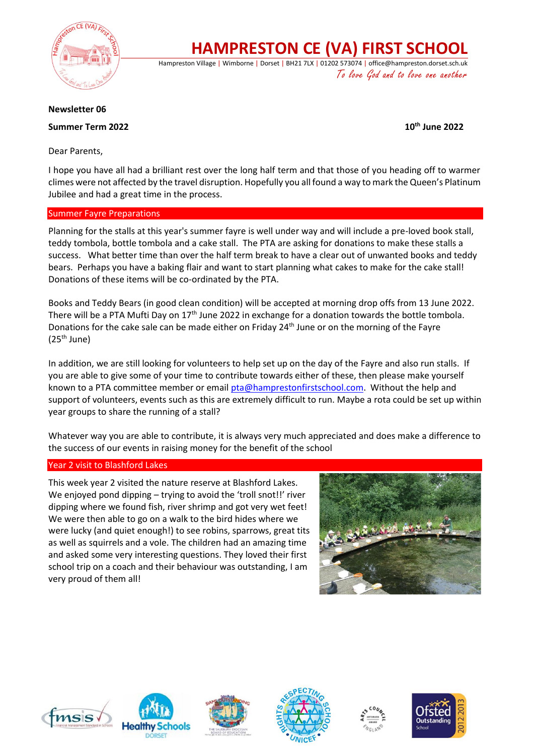# HAMPRESTON CE (VA) FIRST SCHOOL

Hampreston Village | Wimborne | Dorset | BH21 7LX | 01202 573074 | office@hampreston.dorset.sch.uk

*To love God and to love one another*

**Newsletter 06**

**Summer Term 2022** **10th June 2022**

Dear Parents,

I hope you have all had a brilliant rest over the long half term and that those of you heading off to warmer climes were not affected by the travel disruption. Hopefully you all found a way to mark the Queen's Platinum Jubilee and had a great time in the process.

## Summer Fayre Preparations

Planning for the stalls at this year's summer fayre is well under way and will include a pre-loved book stall, teddy tombola, bottle tombola and a cake stall. The PTA are asking for donations to make these stalls a success. What better time than over the half term break to have a clear out of unwanted books and teddy bears. Perhaps you have a baking flair and want to start planning what cakes to make for the cake stall! Donations of these items will be co-ordinated by the PTA.

Books and Teddy Bears (in good clean condition) will be accepted at morning drop offs from 13 June 2022. There will be a PTA Mufti Day on 17th June 2022 in exchange for a donation towards the bottle tombola. Donations for the cake sale can be made either on Friday 24th June or on the morning of the Fayre (25th June)

In addition, we are still looking for volunteers to help set up on the day of the Fayre and also run stalls. If you are able to give some of your time to contribute towards either of these, then please make yourself known to a PTA committee member or email pta@hamprestonfirstschool.com. Without the help and support of volunteers, events such as this are extremely difficult to run. Maybe a rota could be set up within year groups to share the running of a stall?

Whatever way you are able to contribute, it is always very much appreciated and does make a difference to the success of our events in raising money for the benefit of the school

## Year 2 visit to Blashford Lakes

This week year 2 visited the nature reserve at Blashford Lakes. We enjoyed pond dipping – trying to avoid the 'troll snot!!' river dipping where we found fish, river shrimp and got very wet feet! We were then able to go on a walk to the bird hides where we were lucky (and quiet enough!) to see robins, sparrows, great tits as well as squirrels and a vole. The children had an amazing time and asked some very interesting questions. They loved their first school trip on a coach and their behaviour was outstanding, I am very proud of them all!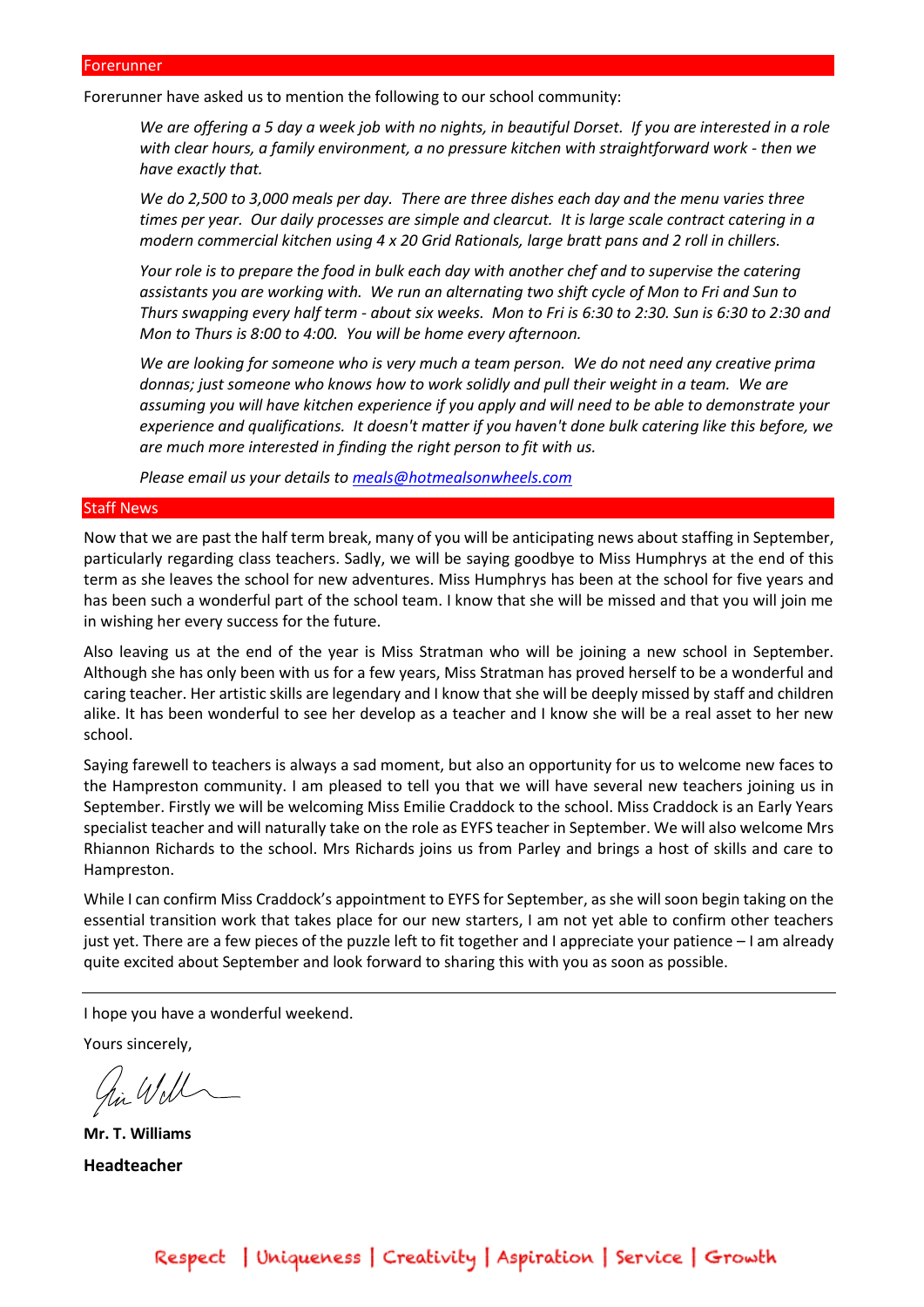## Forerunner

Forerunner have asked us to mention the following to our school community:

> *We are offering a 5 day a week job with no nights, in beautiful Dorset. If you are interested in a role with clear hours, a family environment, a no pressure kitchen with straightforward work - then we have exactly that.*
>
> *We do 2,500 to 3,000 meals per day. There are three dishes each day and the menu varies three times per year. Our daily processes are simple and clearcut. It is large scale contract catering in a modern commercial kitchen using 4 x 20 Grid Rationals, large bratt pans and 2 roll in chillers.*
>
> *Your role is to prepare the food in bulk each day with another chef and to supervise the catering assistants you are working with. We run an alternating two shift cycle of Mon to Fri and Sun to Thurs swapping every half term - about six weeks. Mon to Fri is 6:30 to 2:30. Sun is 6:30 to 2:30 and Mon to Thurs is 8:00 to 4:00. You will be home every afternoon.*
>
> *We are looking for someone who is very much a team person. We do not need any creative prima donnas; just someone who knows how to work solidly and pull their weight in a team. We are assuming you will have kitchen experience if you apply and will need to be able to demonstrate your experience and qualifications. It doesn't matter if you haven't done bulk catering like this before, we are much more interested in finding the right person to fit with us.*
>
> *Please email us your details to [meals@hotmealsonwheels.com](mailto:meals@hotmealsonwheels.com)*

## Staff News

Now that we are past the half term break, many of you will be anticipating news about staffing in September, particularly regarding class teachers. Sadly, we will be saying goodbye to Miss Humphrys at the end of this term as she leaves the school for new adventures. Miss Humphrys has been at the school for five years and has been such a wonderful part of the school team. I know that she will be missed and that you will join me in wishing her every success for the future.

Also leaving us at the end of the year is Miss Stratman who will be joining a new school in September. Although she has only been with us for a few years, Miss Stratman has proved herself to be a wonderful and caring teacher. Her artistic skills are legendary and I know that she will be deeply missed by staff and children alike. It has been wonderful to see her develop as a teacher and I know she will be a real asset to her new school.

Saying farewell to teachers is always a sad moment, but also an opportunity for us to welcome new faces to the Hampreston community. I am pleased to tell you that we will have several new teachers joining us in September. Firstly we will be welcoming Miss Emilie Craddock to the school. Miss Craddock is an Early Years specialist teacher and will naturally take on the role as EYFS teacher in September. We will also welcome Mrs Rhiannon Richards to the school. Mrs Richards joins us from Parley and brings a host of skills and care to Hampreston.

While I can confirm Miss Craddock's appointment to EYFS for September, as she will soon begin taking on the essential transition work that takes place for our new starters, I am not yet able to confirm other teachers just yet. There are a few pieces of the puzzle left to fit together and I appreciate your patience – I am already quite excited about September and look forward to sharing this with you as soon as possible.

---

I hope you have a wonderful weekend.

Yours sincerely,

**Mr. T. Williams**

**Headteacher**

Respect | Uniqueness | Creativity | Aspiration | Service | Growth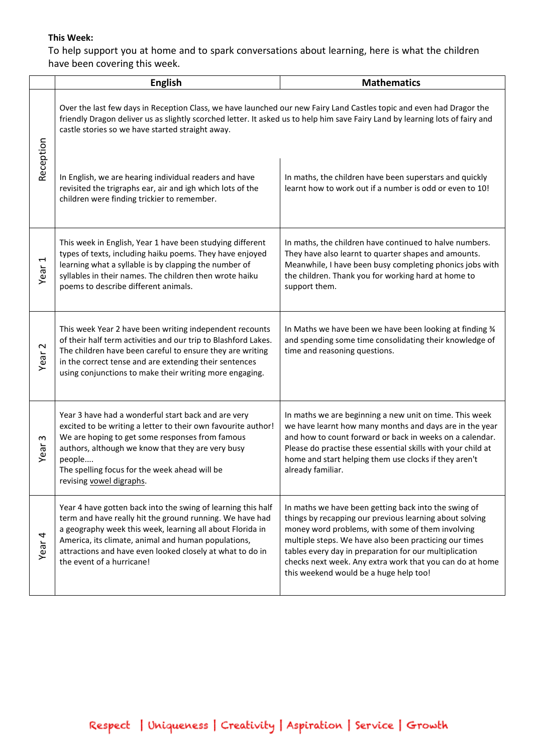**This Week:**

To help support you at home and to spark conversations about learning, here is what the children have been covering this week.

| | English | Mathematics |
|---|---|---|
| Reception | Over the last few days in Reception Class, we have launched our new Fairy Land Castles topic and even had Dragor the friendly Dragon deliver us as slightly scorched letter. It asked us to help him save Fairy Land by learning lots of fairy and castle stories so we have started straight away.<br><br>In English, we are hearing individual readers and have revisited the trigraphs ear, air and igh which lots of the children were finding trickier to remember. | In maths, the children have been superstars and quickly learnt how to work out if a number is odd or even to 10! |
| Year 1 | This week in English, Year 1 have been studying different types of texts, including haiku poems. They have enjoyed learning what a syllable is by clapping the number of syllables in their names. The children then wrote haiku poems to describe different animals. | In maths, the children have continued to halve numbers. They have also learnt to quarter shapes and amounts. Meanwhile, I have been busy completing phonics jobs with the children. Thank you for working hard at home to support them. |
| Year 2 | This week Year 2 have been writing independent recounts of their half term activities and our trip to Blashford Lakes. The children have been careful to ensure they are writing in the correct tense and are extending their sentences using conjunctions to make their writing more engaging. | In Maths we have been we have been looking at finding ¾ and spending some time consolidating their knowledge of time and reasoning questions. |
| Year 3 | Year 3 have had a wonderful start back and are very excited to be writing a letter to their own favourite author! We are hoping to get some responses from famous authors, although we know that they are very busy people....<br>The spelling focus for the week ahead will be revising vowel digraphs. | In maths we are beginning a new unit on time. This week we have learnt how many months and days are in the year and how to count forward or back in weeks on a calendar. Please do practise these essential skills with your child at home and start helping them use clocks if they aren't already familiar. |
| Year 4 | Year 4 have gotten back into the swing of learning this half term and have really hit the ground running. We have had a geography week this week, learning all about Florida in America, its climate, animal and human populations, attractions and have even looked closely at what to do in the event of a hurricane! | In maths we have been getting back into the swing of things by recapping our previous learning about solving money word problems, with some of them involving multiple steps. We have also been practicing our times tables every day in preparation for our multiplication checks next week. Any extra work that you can do at home this weekend would be a huge help too! |

Respect | Uniqueness | Creativity | Aspiration | Service | Growth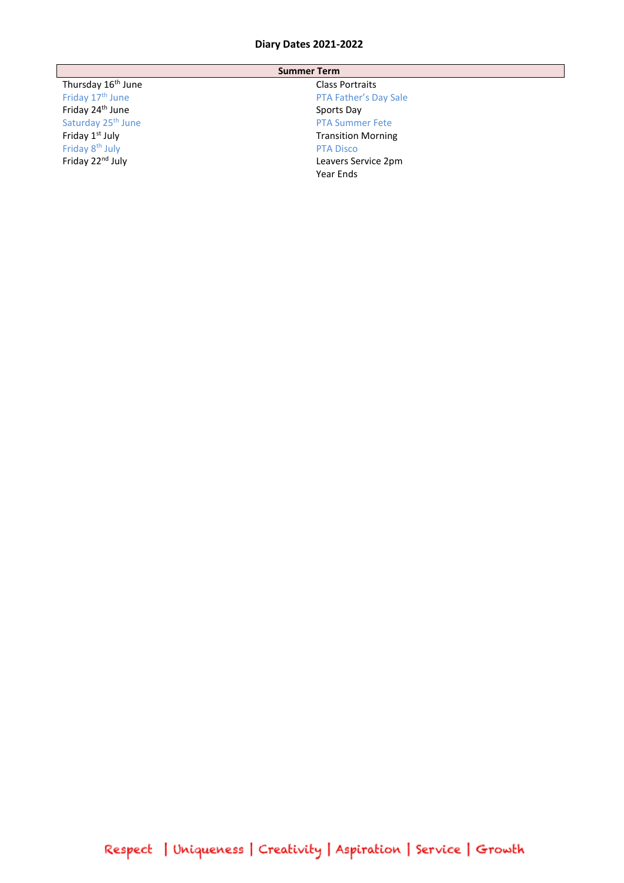**Diary Dates 2021-2022**

| Summer Term | |
|---|---|
| Thursday 16th June | Class Portraits |
| Friday 17th June | PTA Father's Day Sale |
| Friday 24th June | Sports Day |
| Saturday 25th June | PTA Summer Fete |
| Friday 1st July | Transition Morning |
| Friday 8th July | PTA Disco |
| Friday 22nd July | Leavers Service 2pm |
| | Year Ends |

Respect | Uniqueness | Creativity | Aspiration | Service | Growth